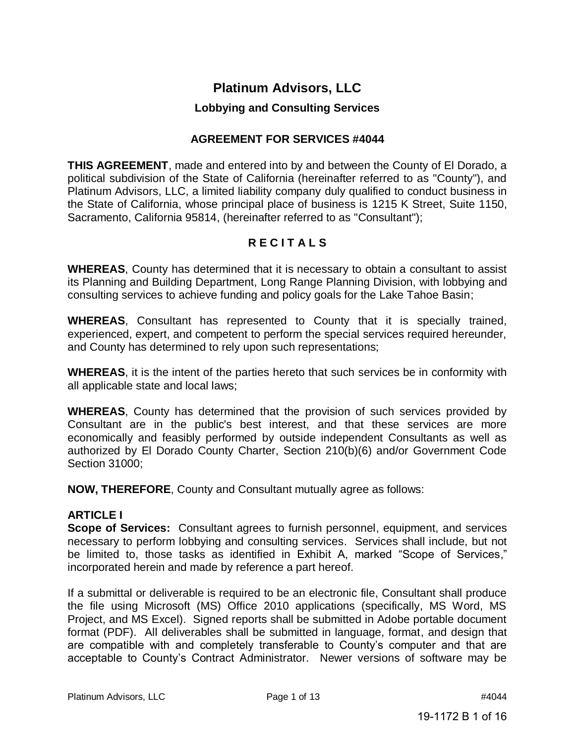# Platinum Advisors, LLC

## Lobbying and Consulting Services

### AGREEMENT FOR SERVICES #4044

**THIS AGREEMENT**, made and entered into by and between the County of El Dorado, a political subdivision of the State of California (hereinafter referred to as "County"), and Platinum Advisors, LLC, a limited liability company duly qualified to conduct business in the State of California, whose principal place of business is 1215 K Street, Suite 1150, Sacramento, California 95814, (hereinafter referred to as "Consultant");

### R E C I T A L S

**WHEREAS**, County has determined that it is necessary to obtain a consultant to assist its Planning and Building Department, Long Range Planning Division, with lobbying and consulting services to achieve funding and policy goals for the Lake Tahoe Basin;

**WHEREAS**, Consultant has represented to County that it is specially trained, experienced, expert, and competent to perform the special services required hereunder, and County has determined to rely upon such representations;

**WHEREAS**, it is the intent of the parties hereto that such services be in conformity with all applicable state and local laws;

**WHEREAS**, County has determined that the provision of such services provided by Consultant are in the public's best interest, and that these services are more economically and feasibly performed by outside independent Consultants as well as authorized by El Dorado County Charter, Section 210(b)(6) and/or Government Code Section 31000;

**NOW, THEREFORE**, County and Consultant mutually agree as follows:

**ARTICLE I**
**Scope of Services:** Consultant agrees to furnish personnel, equipment, and services necessary to perform lobbying and consulting services. Services shall include, but not be limited to, those tasks as identified in Exhibit A, marked "Scope of Services," incorporated herein and made by reference a part hereof.

If a submittal or deliverable is required to be an electronic file, Consultant shall produce the file using Microsoft (MS) Office 2010 applications (specifically, MS Word, MS Project, and MS Excel). Signed reports shall be submitted in Adobe portable document format (PDF). All deliverables shall be submitted in language, format, and design that are compatible with and completely transferable to County's computer and that are acceptable to County's Contract Administrator. Newer versions of software may be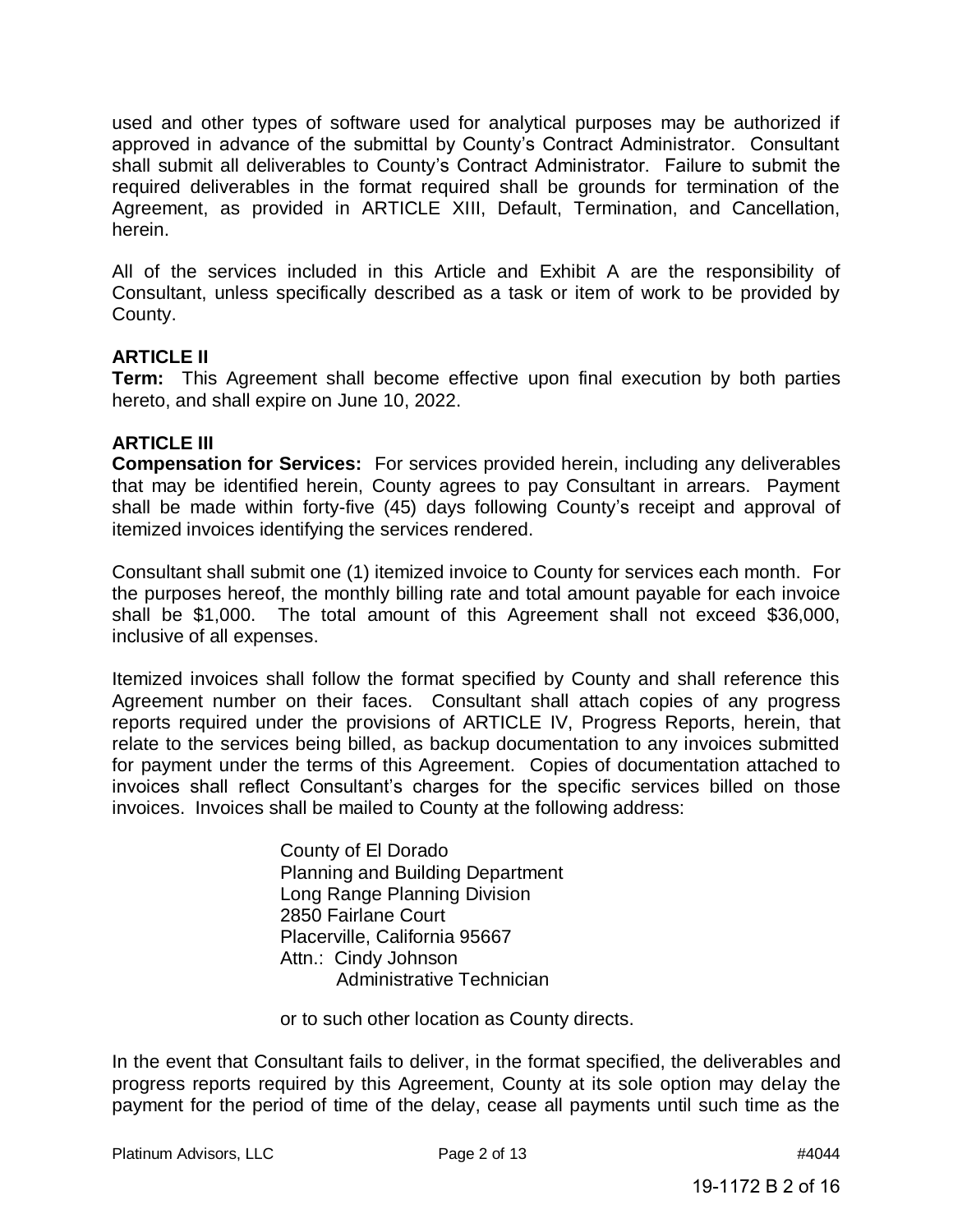used and other types of software used for analytical purposes may be authorized if approved in advance of the submittal by County's Contract Administrator. Consultant shall submit all deliverables to County's Contract Administrator. Failure to submit the required deliverables in the format required shall be grounds for termination of the Agreement, as provided in ARTICLE XIII, Default, Termination, and Cancellation, herein.

All of the services included in this Article and Exhibit A are the responsibility of Consultant, unless specifically described as a task or item of work to be provided by County.

**ARTICLE II**

**Term:** This Agreement shall become effective upon final execution by both parties hereto, and shall expire on June 10, 2022.

**ARTICLE III**

**Compensation for Services:** For services provided herein, including any deliverables that may be identified herein, County agrees to pay Consultant in arrears. Payment shall be made within forty-five (45) days following County's receipt and approval of itemized invoices identifying the services rendered.

Consultant shall submit one (1) itemized invoice to County for services each month. For the purposes hereof, the monthly billing rate and total amount payable for each invoice shall be $1,000. The total amount of this Agreement shall not exceed $36,000, inclusive of all expenses.

Itemized invoices shall follow the format specified by County and shall reference this Agreement number on their faces. Consultant shall attach copies of any progress reports required under the provisions of ARTICLE IV, Progress Reports, herein, that relate to the services being billed, as backup documentation to any invoices submitted for payment under the terms of this Agreement. Copies of documentation attached to invoices shall reflect Consultant's charges for the specific services billed on those invoices. Invoices shall be mailed to County at the following address:

> County of El Dorado
> Planning and Building Department
> Long Range Planning Division
> 2850 Fairlane Court
> Placerville, California 95667
> Attn.: Cindy Johnson
> Administrative Technician

or to such other location as County directs.

In the event that Consultant fails to deliver, in the format specified, the deliverables and progress reports required by this Agreement, County at its sole option may delay the payment for the period of time of the delay, cease all payments until such time as the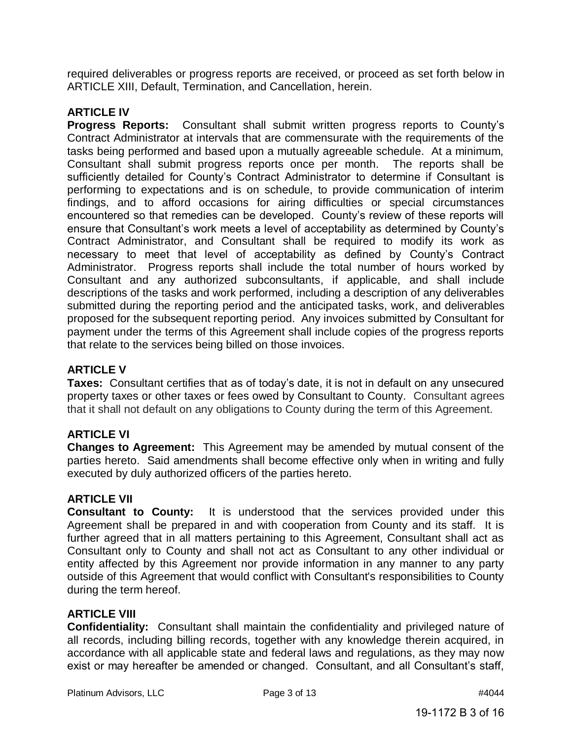required deliverables or progress reports are received, or proceed as set forth below in ARTICLE XIII, Default, Termination, and Cancellation, herein.

**ARTICLE IV**

**Progress Reports:** Consultant shall submit written progress reports to County's Contract Administrator at intervals that are commensurate with the requirements of the tasks being performed and based upon a mutually agreeable schedule. At a minimum, Consultant shall submit progress reports once per month. The reports shall be sufficiently detailed for County's Contract Administrator to determine if Consultant is performing to expectations and is on schedule, to provide communication of interim findings, and to afford occasions for airing difficulties or special circumstances encountered so that remedies can be developed. County's review of these reports will ensure that Consultant's work meets a level of acceptability as determined by County's Contract Administrator, and Consultant shall be required to modify its work as necessary to meet that level of acceptability as defined by County's Contract Administrator. Progress reports shall include the total number of hours worked by Consultant and any authorized subconsultants, if applicable, and shall include descriptions of the tasks and work performed, including a description of any deliverables submitted during the reporting period and the anticipated tasks, work, and deliverables proposed for the subsequent reporting period. Any invoices submitted by Consultant for payment under the terms of this Agreement shall include copies of the progress reports that relate to the services being billed on those invoices.

**ARTICLE V**

**Taxes:** Consultant certifies that as of today's date, it is not in default on any unsecured property taxes or other taxes or fees owed by Consultant to County. Consultant agrees that it shall not default on any obligations to County during the term of this Agreement.

**ARTICLE VI**

**Changes to Agreement:** This Agreement may be amended by mutual consent of the parties hereto. Said amendments shall become effective only when in writing and fully executed by duly authorized officers of the parties hereto.

**ARTICLE VII**

**Consultant to County:** It is understood that the services provided under this Agreement shall be prepared in and with cooperation from County and its staff. It is further agreed that in all matters pertaining to this Agreement, Consultant shall act as Consultant only to County and shall not act as Consultant to any other individual or entity affected by this Agreement nor provide information in any manner to any party outside of this Agreement that would conflict with Consultant's responsibilities to County during the term hereof.

**ARTICLE VIII**

**Confidentiality:** Consultant shall maintain the confidentiality and privileged nature of all records, including billing records, together with any knowledge therein acquired, in accordance with all applicable state and federal laws and regulations, as they may now exist or may hereafter be amended or changed. Consultant, and all Consultant's staff,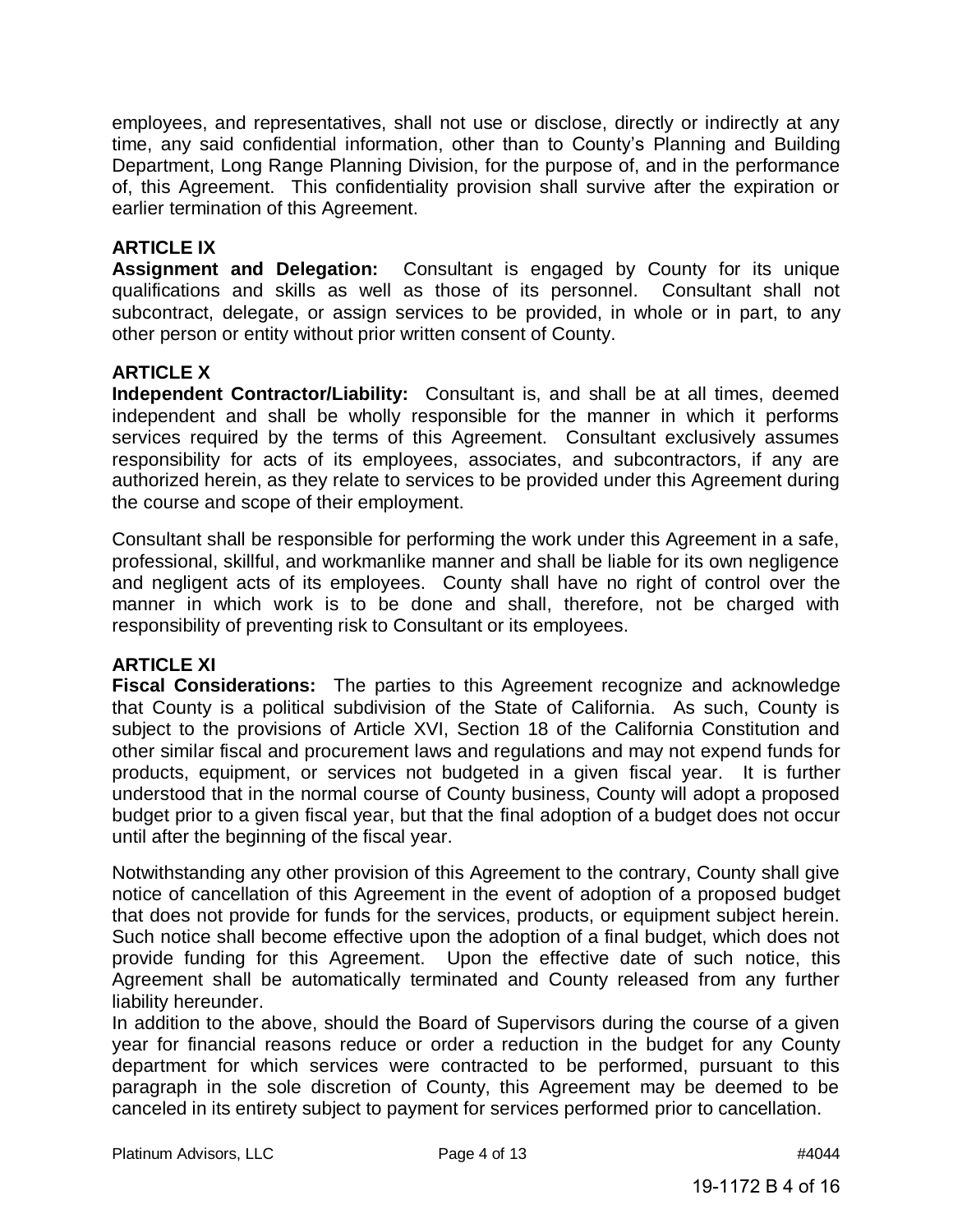employees, and representatives, shall not use or disclose, directly or indirectly at any time, any said confidential information, other than to County's Planning and Building Department, Long Range Planning Division, for the purpose of, and in the performance of, this Agreement. This confidentiality provision shall survive after the expiration or earlier termination of this Agreement.

**ARTICLE IX**
**Assignment and Delegation:** Consultant is engaged by County for its unique qualifications and skills as well as those of its personnel. Consultant shall not subcontract, delegate, or assign services to be provided, in whole or in part, to any other person or entity without prior written consent of County.

**ARTICLE X**
**Independent Contractor/Liability:** Consultant is, and shall be at all times, deemed independent and shall be wholly responsible for the manner in which it performs services required by the terms of this Agreement. Consultant exclusively assumes responsibility for acts of its employees, associates, and subcontractors, if any are authorized herein, as they relate to services to be provided under this Agreement during the course and scope of their employment.

Consultant shall be responsible for performing the work under this Agreement in a safe, professional, skillful, and workmanlike manner and shall be liable for its own negligence and negligent acts of its employees. County shall have no right of control over the manner in which work is to be done and shall, therefore, not be charged with responsibility of preventing risk to Consultant or its employees.

**ARTICLE XI**
**Fiscal Considerations:** The parties to this Agreement recognize and acknowledge that County is a political subdivision of the State of California. As such, County is subject to the provisions of Article XVI, Section 18 of the California Constitution and other similar fiscal and procurement laws and regulations and may not expend funds for products, equipment, or services not budgeted in a given fiscal year. It is further understood that in the normal course of County business, County will adopt a proposed budget prior to a given fiscal year, but that the final adoption of a budget does not occur until after the beginning of the fiscal year.

Notwithstanding any other provision of this Agreement to the contrary, County shall give notice of cancellation of this Agreement in the event of adoption of a proposed budget that does not provide for funds for the services, products, or equipment subject herein. Such notice shall become effective upon the adoption of a final budget, which does not provide funding for this Agreement. Upon the effective date of such notice, this Agreement shall be automatically terminated and County released from any further liability hereunder.

In addition to the above, should the Board of Supervisors during the course of a given year for financial reasons reduce or order a reduction in the budget for any County department for which services were contracted to be performed, pursuant to this paragraph in the sole discretion of County, this Agreement may be deemed to be canceled in its entirety subject to payment for services performed prior to cancellation.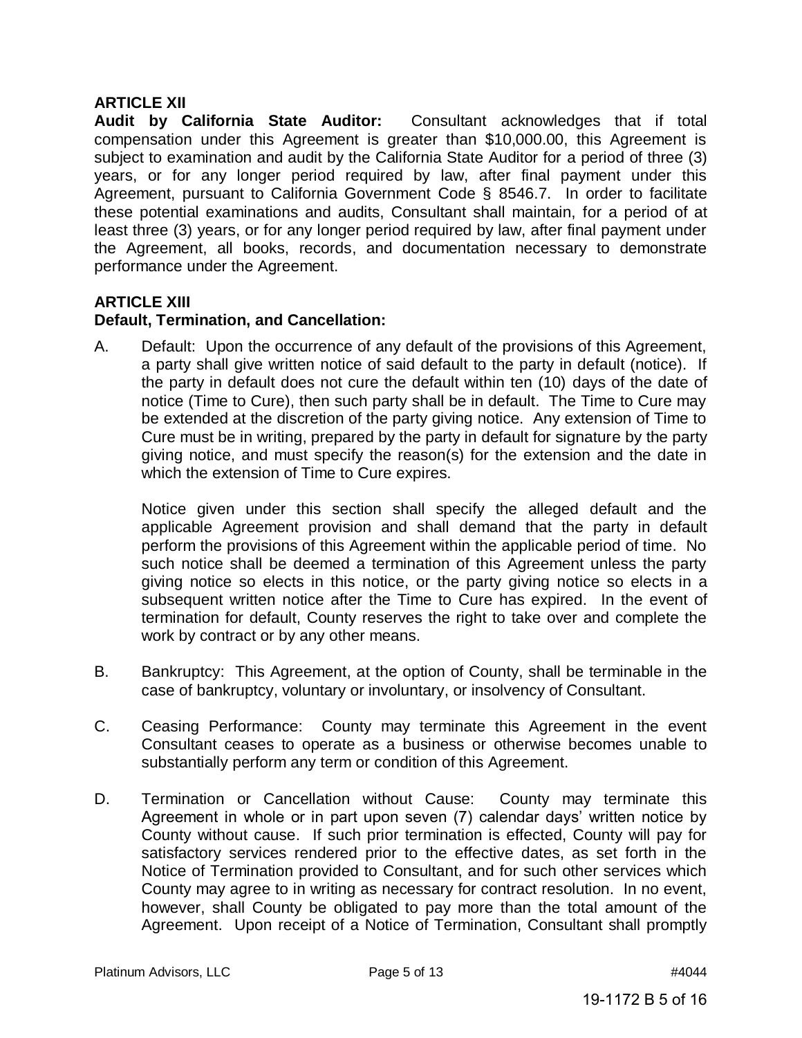## ARTICLE XII

**Audit by California State Auditor:** Consultant acknowledges that if total compensation under this Agreement is greater than $10,000.00, this Agreement is subject to examination and audit by the California State Auditor for a period of three (3) years, or for any longer period required by law, after final payment under this Agreement, pursuant to California Government Code § 8546.7. In order to facilitate these potential examinations and audits, Consultant shall maintain, for a period of at least three (3) years, or for any longer period required by law, after final payment under the Agreement, all books, records, and documentation necessary to demonstrate performance under the Agreement.

## ARTICLE XIII

**Default, Termination, and Cancellation:**

A. Default: Upon the occurrence of any default of the provisions of this Agreement, a party shall give written notice of said default to the party in default (notice). If the party in default does not cure the default within ten (10) days of the date of notice (Time to Cure), then such party shall be in default. The Time to Cure may be extended at the discretion of the party giving notice. Any extension of Time to Cure must be in writing, prepared by the party in default for signature by the party giving notice, and must specify the reason(s) for the extension and the date in which the extension of Time to Cure expires.

   Notice given under this section shall specify the alleged default and the applicable Agreement provision and shall demand that the party in default perform the provisions of this Agreement within the applicable period of time. No such notice shall be deemed a termination of this Agreement unless the party giving notice so elects in this notice, or the party giving notice so elects in a subsequent written notice after the Time to Cure has expired. In the event of termination for default, County reserves the right to take over and complete the work by contract or by any other means.

B. Bankruptcy: This Agreement, at the option of County, shall be terminable in the case of bankruptcy, voluntary or involuntary, or insolvency of Consultant.

C. Ceasing Performance: County may terminate this Agreement in the event Consultant ceases to operate as a business or otherwise becomes unable to substantially perform any term or condition of this Agreement.

D. Termination or Cancellation without Cause: County may terminate this Agreement in whole or in part upon seven (7) calendar days' written notice by County without cause. If such prior termination is effected, County will pay for satisfactory services rendered prior to the effective dates, as set forth in the Notice of Termination provided to Consultant, and for such other services which County may agree to in writing as necessary for contract resolution. In no event, however, shall County be obligated to pay more than the total amount of the Agreement. Upon receipt of a Notice of Termination, Consultant shall promptly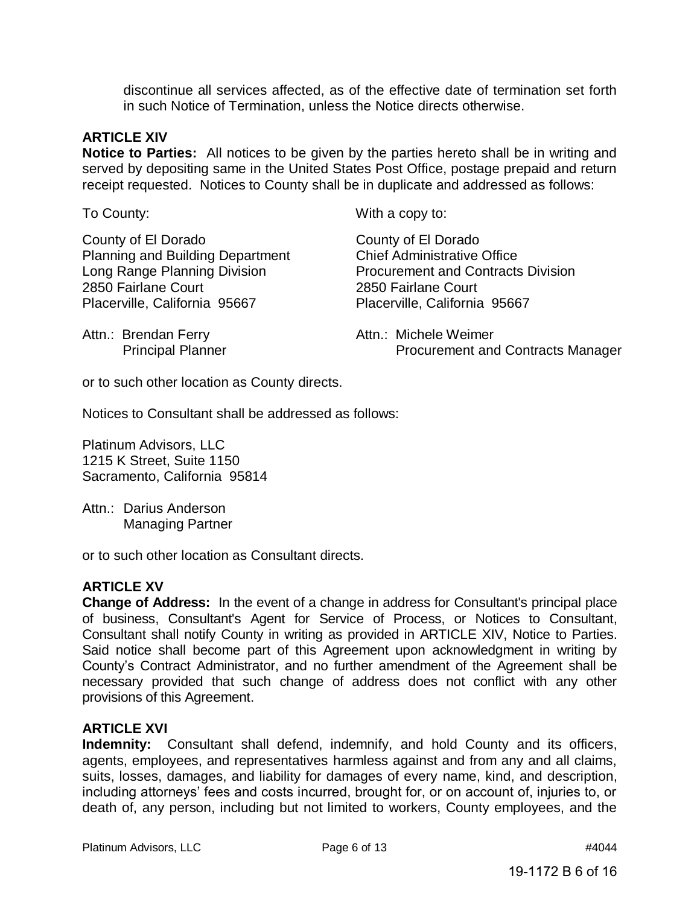discontinue all services affected, as of the effective date of termination set forth in such Notice of Termination, unless the Notice directs otherwise.

**ARTICLE XIV**

**Notice to Parties:** All notices to be given by the parties hereto shall be in writing and served by depositing same in the United States Post Office, postage prepaid and return receipt requested. Notices to County shall be in duplicate and addressed as follows:

To County:

County of El Dorado
Planning and Building Department
Long Range Planning Division
2850 Fairlane Court
Placerville, California 95667

Attn.: Brendan Ferry
Principal Planner

With a copy to:

County of El Dorado
Chief Administrative Office
Procurement and Contracts Division
2850 Fairlane Court
Placerville, California 95667

Attn.: Michele Weimer
Procurement and Contracts Manager

or to such other location as County directs.

Notices to Consultant shall be addressed as follows:

Platinum Advisors, LLC
1215 K Street, Suite 1150
Sacramento, California 95814

Attn.: Darius Anderson
Managing Partner

or to such other location as Consultant directs.

**ARTICLE XV**

**Change of Address:** In the event of a change in address for Consultant's principal place of business, Consultant's Agent for Service of Process, or Notices to Consultant, Consultant shall notify County in writing as provided in ARTICLE XIV, Notice to Parties. Said notice shall become part of this Agreement upon acknowledgment in writing by County's Contract Administrator, and no further amendment of the Agreement shall be necessary provided that such change of address does not conflict with any other provisions of this Agreement.

**ARTICLE XVI**

**Indemnity:** Consultant shall defend, indemnify, and hold County and its officers, agents, employees, and representatives harmless against and from any and all claims, suits, losses, damages, and liability for damages of every name, kind, and description, including attorneys' fees and costs incurred, brought for, or on account of, injuries to, or death of, any person, including but not limited to workers, County employees, and the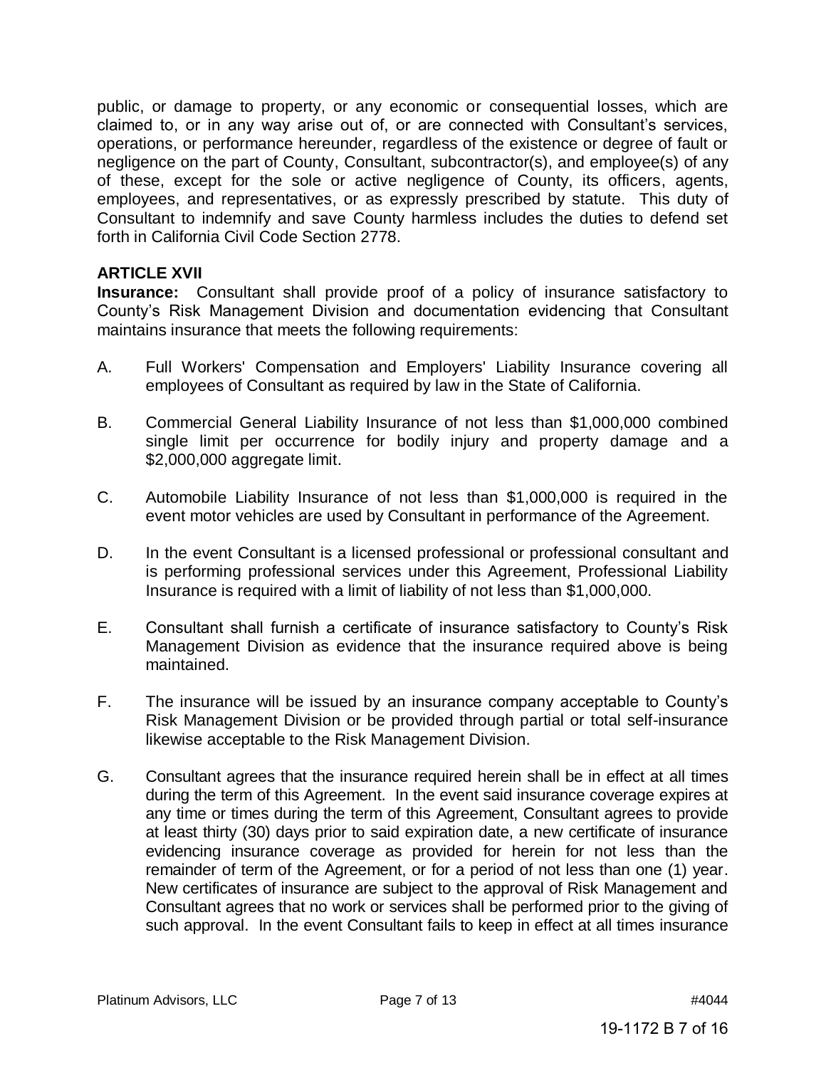public, or damage to property, or any economic or consequential losses, which are claimed to, or in any way arise out of, or are connected with Consultant's services, operations, or performance hereunder, regardless of the existence or degree of fault or negligence on the part of County, Consultant, subcontractor(s), and employee(s) of any of these, except for the sole or active negligence of County, its officers, agents, employees, and representatives, or as expressly prescribed by statute. This duty of Consultant to indemnify and save County harmless includes the duties to defend set forth in California Civil Code Section 2778.

**ARTICLE XVII**

**Insurance:** Consultant shall provide proof of a policy of insurance satisfactory to County's Risk Management Division and documentation evidencing that Consultant maintains insurance that meets the following requirements:

A. Full Workers' Compensation and Employers' Liability Insurance covering all employees of Consultant as required by law in the State of California.

B. Commercial General Liability Insurance of not less than $1,000,000 combined single limit per occurrence for bodily injury and property damage and a $2,000,000 aggregate limit.

C. Automobile Liability Insurance of not less than $1,000,000 is required in the event motor vehicles are used by Consultant in performance of the Agreement.

D. In the event Consultant is a licensed professional or professional consultant and is performing professional services under this Agreement, Professional Liability Insurance is required with a limit of liability of not less than $1,000,000.

E. Consultant shall furnish a certificate of insurance satisfactory to County's Risk Management Division as evidence that the insurance required above is being maintained.

F. The insurance will be issued by an insurance company acceptable to County's Risk Management Division or be provided through partial or total self-insurance likewise acceptable to the Risk Management Division.

G. Consultant agrees that the insurance required herein shall be in effect at all times during the term of this Agreement. In the event said insurance coverage expires at any time or times during the term of this Agreement, Consultant agrees to provide at least thirty (30) days prior to said expiration date, a new certificate of insurance evidencing insurance coverage as provided for herein for not less than the remainder of term of the Agreement, or for a period of not less than one (1) year. New certificates of insurance are subject to the approval of Risk Management and Consultant agrees that no work or services shall be performed prior to the giving of such approval. In the event Consultant fails to keep in effect at all times insurance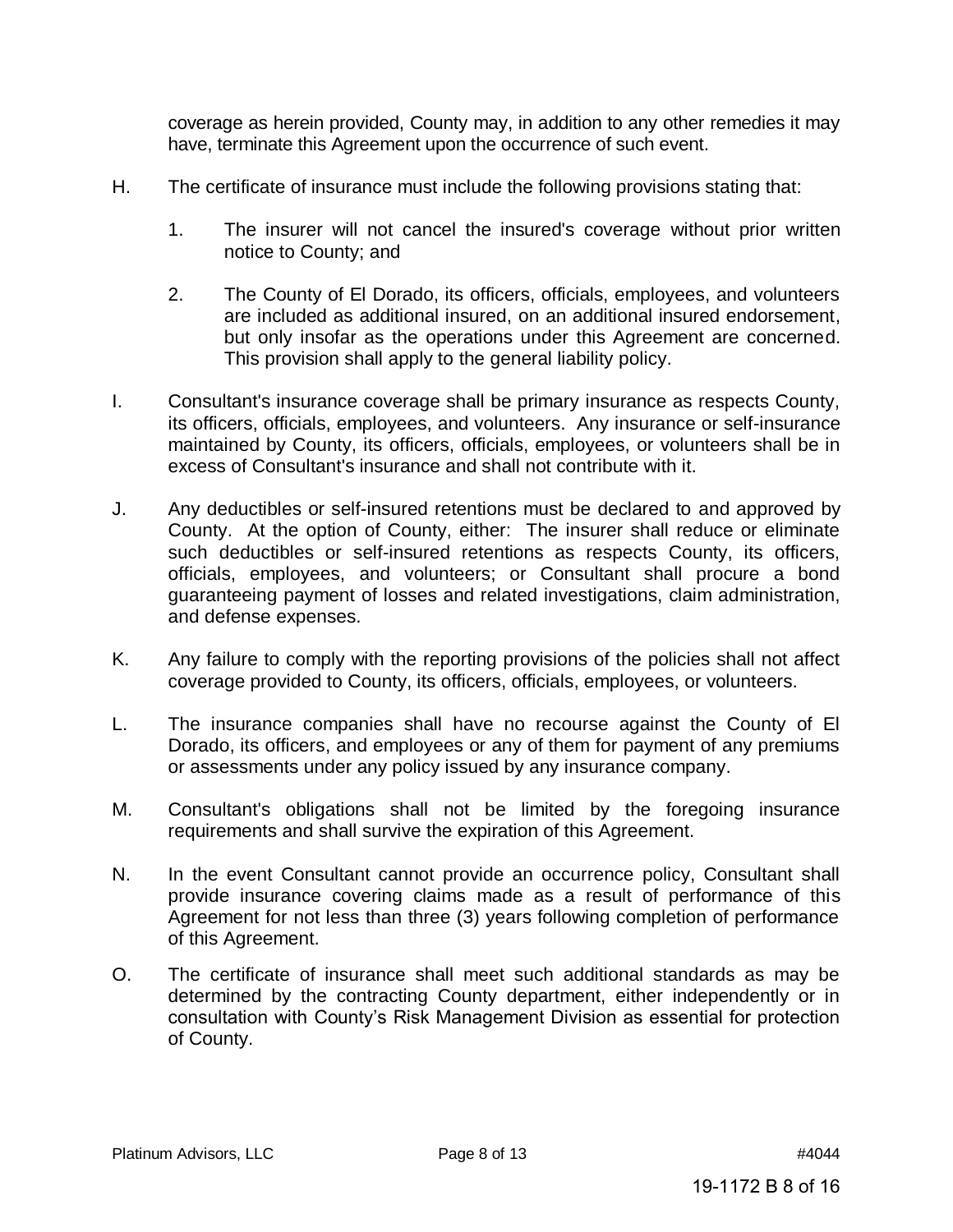coverage as herein provided, County may, in addition to any other remedies it may have, terminate this Agreement upon the occurrence of such event.

H. The certificate of insurance must include the following provisions stating that:

   1. The insurer will not cancel the insured's coverage without prior written notice to County; and

   2. The County of El Dorado, its officers, officials, employees, and volunteers are included as additional insured, on an additional insured endorsement, but only insofar as the operations under this Agreement are concerned. This provision shall apply to the general liability policy.

I. Consultant's insurance coverage shall be primary insurance as respects County, its officers, officials, employees, and volunteers. Any insurance or self-insurance maintained by County, its officers, officials, employees, or volunteers shall be in excess of Consultant's insurance and shall not contribute with it.

J. Any deductibles or self-insured retentions must be declared to and approved by County. At the option of County, either: The insurer shall reduce or eliminate such deductibles or self-insured retentions as respects County, its officers, officials, employees, and volunteers; or Consultant shall procure a bond guaranteeing payment of losses and related investigations, claim administration, and defense expenses.

K. Any failure to comply with the reporting provisions of the policies shall not affect coverage provided to County, its officers, officials, employees, or volunteers.

L. The insurance companies shall have no recourse against the County of El Dorado, its officers, and employees or any of them for payment of any premiums or assessments under any policy issued by any insurance company.

M. Consultant's obligations shall not be limited by the foregoing insurance requirements and shall survive the expiration of this Agreement.

N. In the event Consultant cannot provide an occurrence policy, Consultant shall provide insurance covering claims made as a result of performance of this Agreement for not less than three (3) years following completion of performance of this Agreement.

O. The certificate of insurance shall meet such additional standards as may be determined by the contracting County department, either independently or in consultation with County's Risk Management Division as essential for protection of County.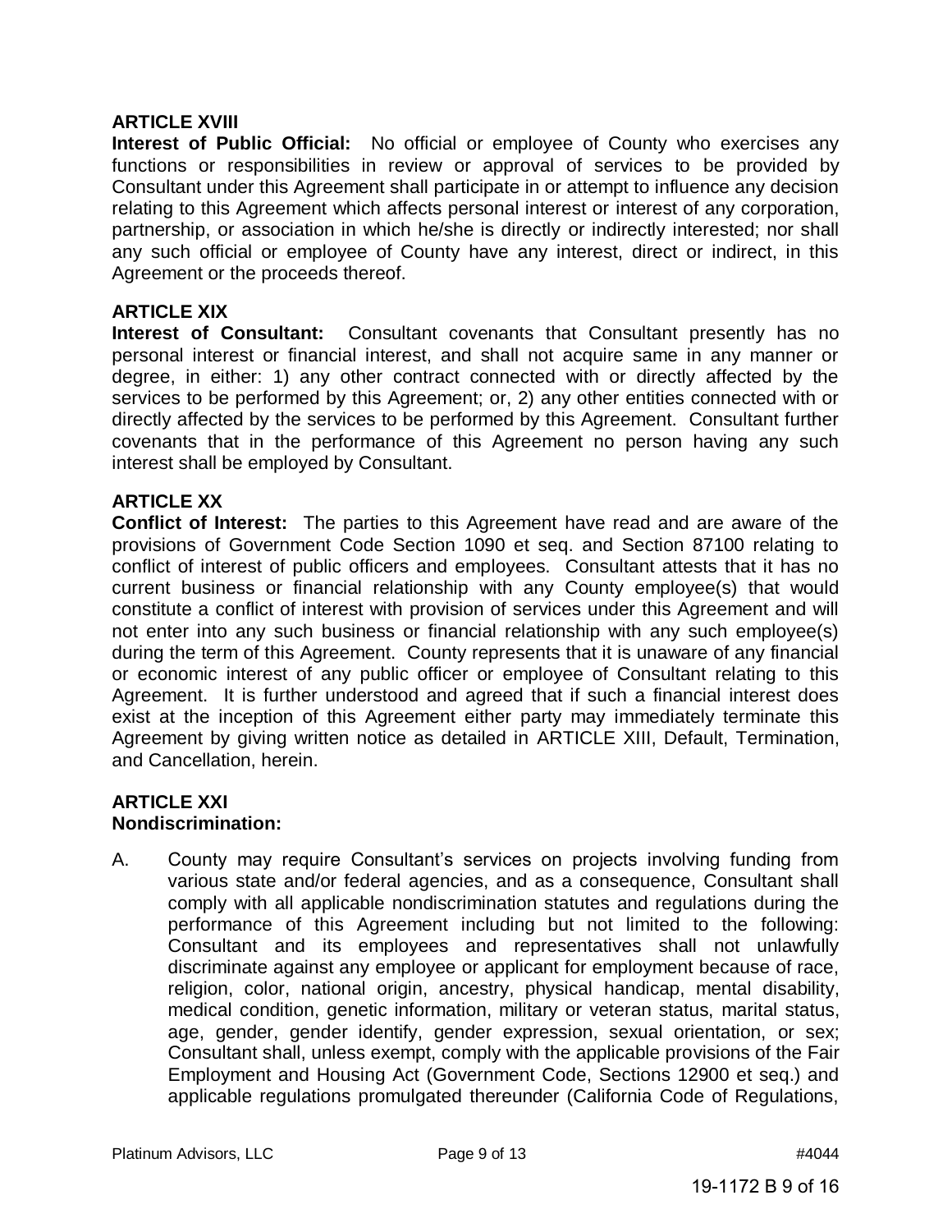## ARTICLE XVIII

**Interest of Public Official:** No official or employee of County who exercises any functions or responsibilities in review or approval of services to be provided by Consultant under this Agreement shall participate in or attempt to influence any decision relating to this Agreement which affects personal interest or interest of any corporation, partnership, or association in which he/she is directly or indirectly interested; nor shall any such official or employee of County have any interest, direct or indirect, in this Agreement or the proceeds thereof.

## ARTICLE XIX

**Interest of Consultant:** Consultant covenants that Consultant presently has no personal interest or financial interest, and shall not acquire same in any manner or degree, in either: 1) any other contract connected with or directly affected by the services to be performed by this Agreement; or, 2) any other entities connected with or directly affected by the services to be performed by this Agreement. Consultant further covenants that in the performance of this Agreement no person having any such interest shall be employed by Consultant.

## ARTICLE XX

**Conflict of Interest:** The parties to this Agreement have read and are aware of the provisions of Government Code Section 1090 et seq. and Section 87100 relating to conflict of interest of public officers and employees. Consultant attests that it has no current business or financial relationship with any County employee(s) that would constitute a conflict of interest with provision of services under this Agreement and will not enter into any such business or financial relationship with any such employee(s) during the term of this Agreement. County represents that it is unaware of any financial or economic interest of any public officer or employee of Consultant relating to this Agreement. It is further understood and agreed that if such a financial interest does exist at the inception of this Agreement either party may immediately terminate this Agreement by giving written notice as detailed in ARTICLE XIII, Default, Termination, and Cancellation, herein.

## ARTICLE XXI

**Nondiscrimination:**

A. County may require Consultant's services on projects involving funding from various state and/or federal agencies, and as a consequence, Consultant shall comply with all applicable nondiscrimination statutes and regulations during the performance of this Agreement including but not limited to the following: Consultant and its employees and representatives shall not unlawfully discriminate against any employee or applicant for employment because of race, religion, color, national origin, ancestry, physical handicap, mental disability, medical condition, genetic information, military or veteran status, marital status, age, gender, gender identify, gender expression, sexual orientation, or sex; Consultant shall, unless exempt, comply with the applicable provisions of the Fair Employment and Housing Act (Government Code, Sections 12900 et seq.) and applicable regulations promulgated thereunder (California Code of Regulations,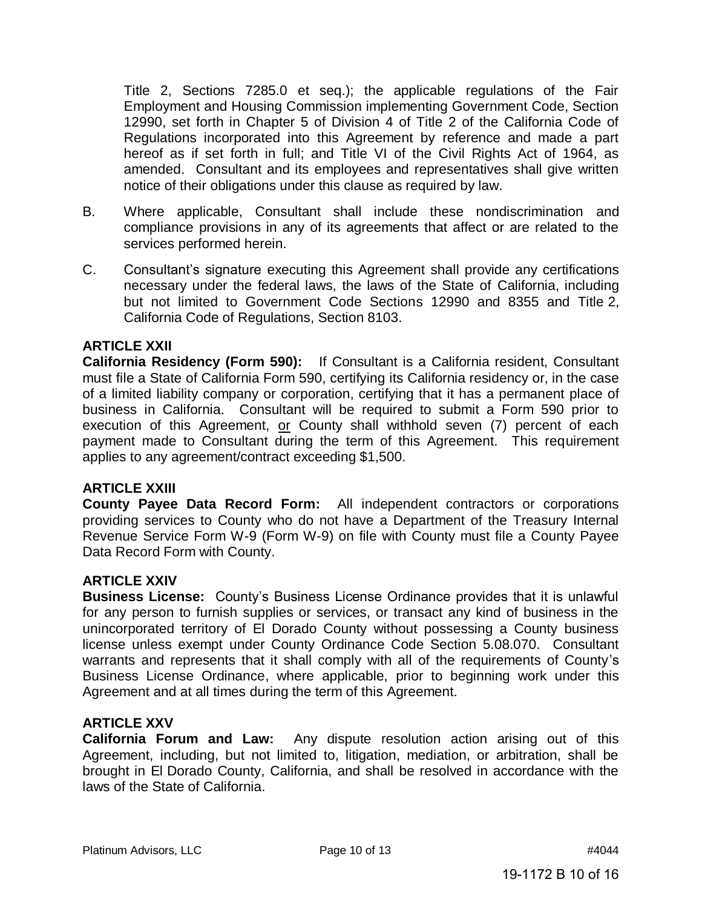Title 2, Sections 7285.0 et seq.); the applicable regulations of the Fair Employment and Housing Commission implementing Government Code, Section 12990, set forth in Chapter 5 of Division 4 of Title 2 of the California Code of Regulations incorporated into this Agreement by reference and made a part hereof as if set forth in full; and Title VI of the Civil Rights Act of 1964, as amended. Consultant and its employees and representatives shall give written notice of their obligations under this clause as required by law.

B. Where applicable, Consultant shall include these nondiscrimination and compliance provisions in any of its agreements that affect or are related to the services performed herein.

C. Consultant's signature executing this Agreement shall provide any certifications necessary under the federal laws, the laws of the State of California, including but not limited to Government Code Sections 12990 and 8355 and Title 2, California Code of Regulations, Section 8103.

**ARTICLE XXII**

**California Residency (Form 590):** If Consultant is a California resident, Consultant must file a State of California Form 590, certifying its California residency or, in the case of a limited liability company or corporation, certifying that it has a permanent place of business in California. Consultant will be required to submit a Form 590 prior to execution of this Agreement, <u>or</u> County shall withhold seven (7) percent of each payment made to Consultant during the term of this Agreement. This requirement applies to any agreement/contract exceeding $1,500.

**ARTICLE XXIII**

**County Payee Data Record Form:** All independent contractors or corporations providing services to County who do not have a Department of the Treasury Internal Revenue Service Form W-9 (Form W-9) on file with County must file a County Payee Data Record Form with County.

**ARTICLE XXIV**

**Business License:** County's Business License Ordinance provides that it is unlawful for any person to furnish supplies or services, or transact any kind of business in the unincorporated territory of El Dorado County without possessing a County business license unless exempt under County Ordinance Code Section 5.08.070. Consultant warrants and represents that it shall comply with all of the requirements of County's Business License Ordinance, where applicable, prior to beginning work under this Agreement and at all times during the term of this Agreement.

**ARTICLE XXV**

**California Forum and Law:** Any dispute resolution action arising out of this Agreement, including, but not limited to, litigation, mediation, or arbitration, shall be brought in El Dorado County, California, and shall be resolved in accordance with the laws of the State of California.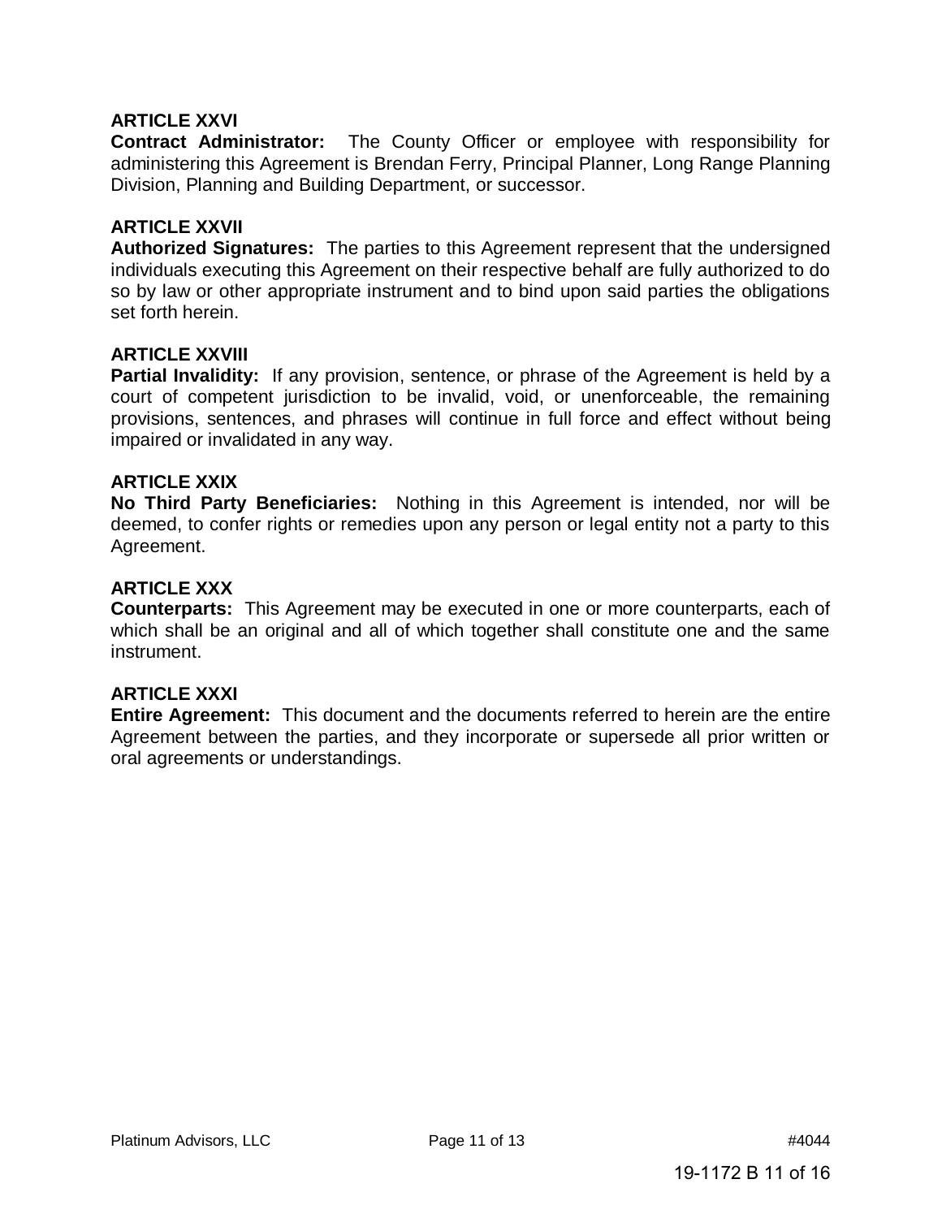**ARTICLE XXVI**

**Contract Administrator:** The County Officer or employee with responsibility for administering this Agreement is Brendan Ferry, Principal Planner, Long Range Planning Division, Planning and Building Department, or successor.

**ARTICLE XXVII**

**Authorized Signatures:** The parties to this Agreement represent that the undersigned individuals executing this Agreement on their respective behalf are fully authorized to do so by law or other appropriate instrument and to bind upon said parties the obligations set forth herein.

**ARTICLE XXVIII**

**Partial Invalidity:** If any provision, sentence, or phrase of the Agreement is held by a court of competent jurisdiction to be invalid, void, or unenforceable, the remaining provisions, sentences, and phrases will continue in full force and effect without being impaired or invalidated in any way.

**ARTICLE XXIX**

**No Third Party Beneficiaries:** Nothing in this Agreement is intended, nor will be deemed, to confer rights or remedies upon any person or legal entity not a party to this Agreement.

**ARTICLE XXX**

**Counterparts:** This Agreement may be executed in one or more counterparts, each of which shall be an original and all of which together shall constitute one and the same instrument.

**ARTICLE XXXI**

**Entire Agreement:** This document and the documents referred to herein are the entire Agreement between the parties, and they incorporate or supersede all prior written or oral agreements or understandings.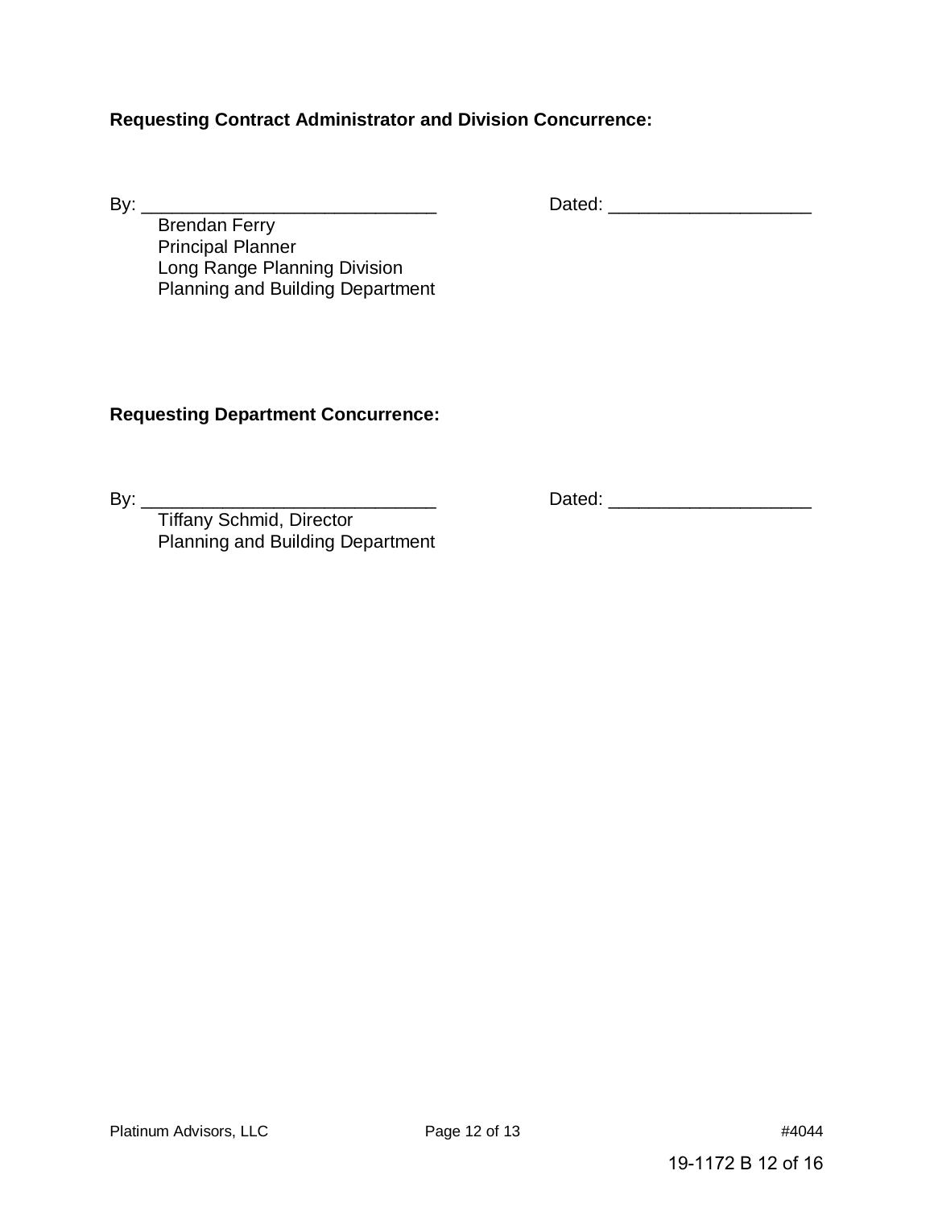**Requesting Contract Administrator and Division Concurrence:**

By: _____________________________ Dated: ____________________

Brendan Ferry
Principal Planner
Long Range Planning Division
Planning and Building Department

**Requesting Department Concurrence:**

By: _____________________________ Dated: ____________________

Tiffany Schmid, Director
Planning and Building Department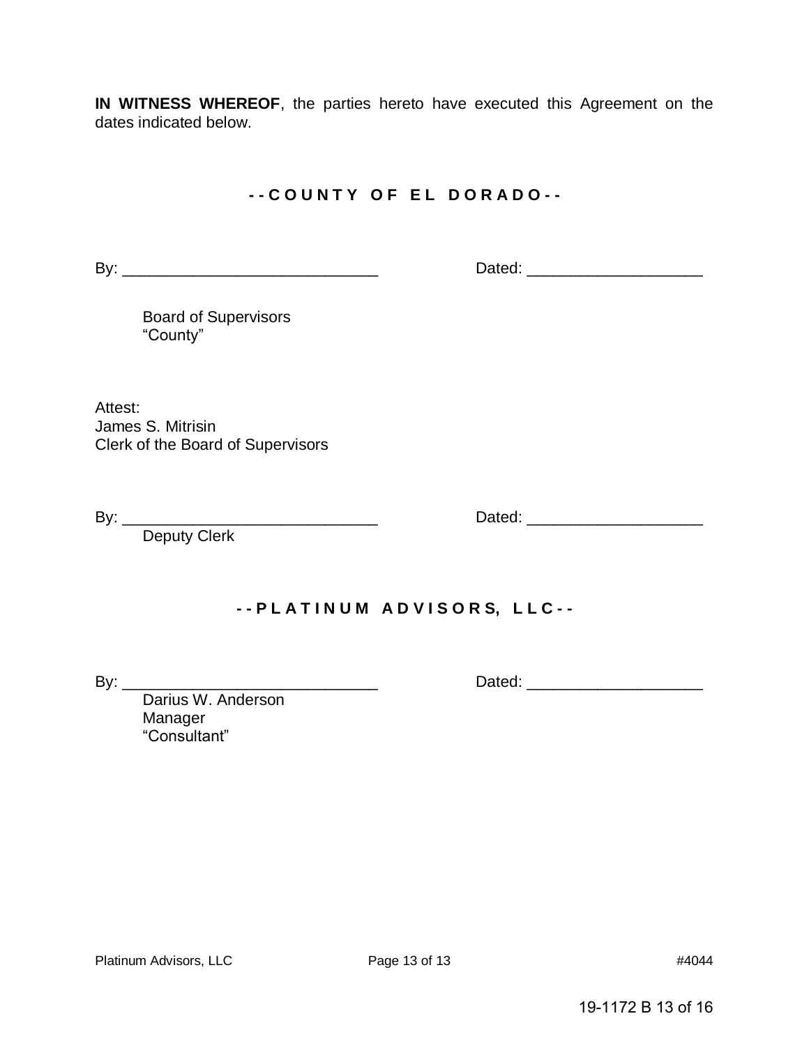**IN WITNESS WHEREOF**, the parties hereto have executed this Agreement on the dates indicated below.

**- - C O U N T Y   O F   E L   D O R A D O - -**

By: _____________________________ Dated: ____________________

Board of Supervisors
"County"

Attest:
James S. Mitrisin
Clerk of the Board of Supervisors

By: _____________________________ Dated: ____________________
Deputy Clerk

**- - P L A T I N U M   A D V I S O R S,   L L C - -**

By: _____________________________ Dated: ____________________
Darius W. Anderson
Manager
"Consultant"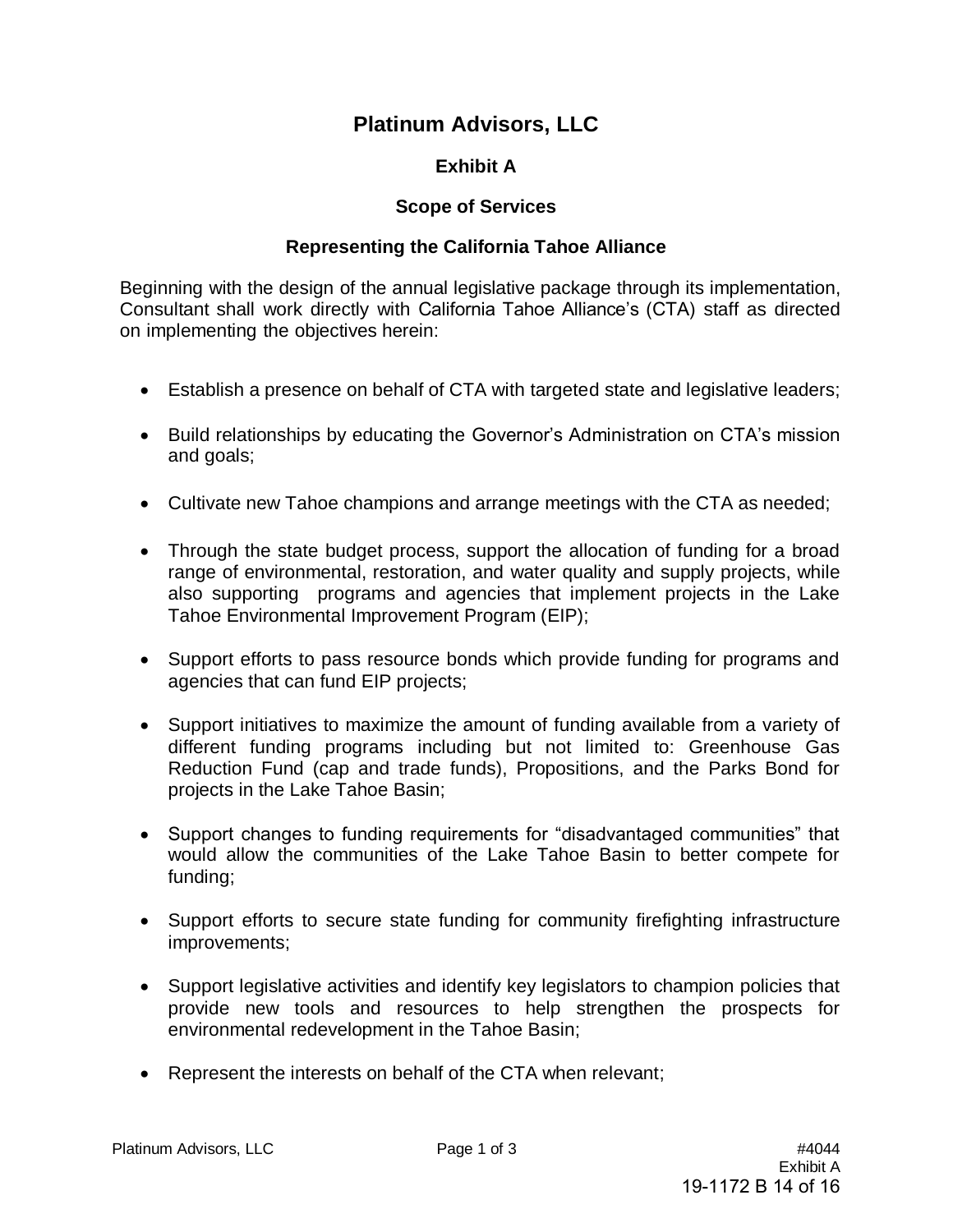# Platinum Advisors, LLC

## Exhibit A

## Scope of Services

### Representing the California Tahoe Alliance

Beginning with the design of the annual legislative package through its implementation, Consultant shall work directly with California Tahoe Alliance's (CTA) staff as directed on implementing the objectives herein:

- Establish a presence on behalf of CTA with targeted state and legislative leaders;
- Build relationships by educating the Governor's Administration on CTA's mission and goals;
- Cultivate new Tahoe champions and arrange meetings with the CTA as needed;
- Through the state budget process, support the allocation of funding for a broad range of environmental, restoration, and water quality and supply projects, while also supporting programs and agencies that implement projects in the Lake Tahoe Environmental Improvement Program (EIP);
- Support efforts to pass resource bonds which provide funding for programs and agencies that can fund EIP projects;
- Support initiatives to maximize the amount of funding available from a variety of different funding programs including but not limited to: Greenhouse Gas Reduction Fund (cap and trade funds), Propositions, and the Parks Bond for projects in the Lake Tahoe Basin;
- Support changes to funding requirements for "disadvantaged communities" that would allow the communities of the Lake Tahoe Basin to better compete for funding;
- Support efforts to secure state funding for community firefighting infrastructure improvements;
- Support legislative activities and identify key legislators to champion policies that provide new tools and resources to help strengthen the prospects for environmental redevelopment in the Tahoe Basin;
- Represent the interests on behalf of the CTA when relevant;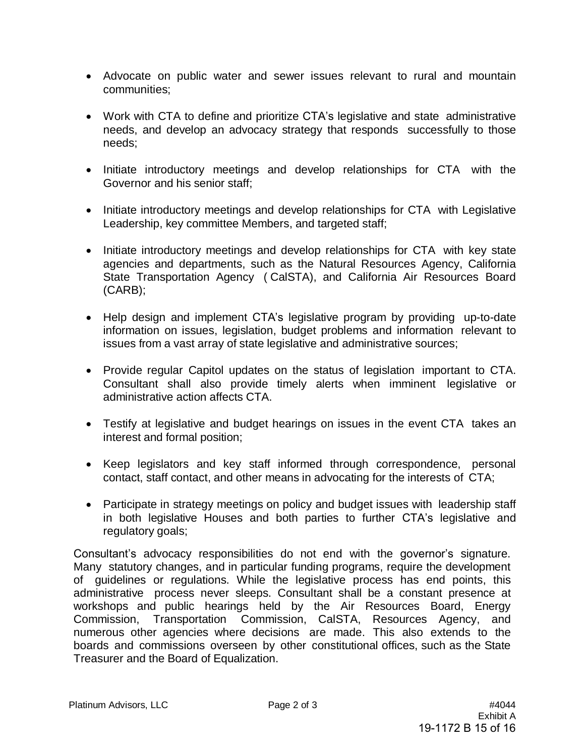- Advocate on public water and sewer issues relevant to rural and mountain communities;
- Work with CTA to define and prioritize CTA's legislative and state administrative needs, and develop an advocacy strategy that responds successfully to those needs;
- Initiate introductory meetings and develop relationships for CTA with the Governor and his senior staff;
- Initiate introductory meetings and develop relationships for CTA with Legislative Leadership, key committee Members, and targeted staff;
- Initiate introductory meetings and develop relationships for CTA with key state agencies and departments, such as the Natural Resources Agency, California State Transportation Agency ( CalSTA), and California Air Resources Board (CARB);
- Help design and implement CTA's legislative program by providing up-to-date information on issues, legislation, budget problems and information relevant to issues from a vast array of state legislative and administrative sources;
- Provide regular Capitol updates on the status of legislation important to CTA. Consultant shall also provide timely alerts when imminent legislative or administrative action affects CTA.
- Testify at legislative and budget hearings on issues in the event CTA takes an interest and formal position;
- Keep legislators and key staff informed through correspondence, personal contact, staff contact, and other means in advocating for the interests of CTA;
- Participate in strategy meetings on policy and budget issues with leadership staff in both legislative Houses and both parties to further CTA's legislative and regulatory goals;

Consultant's advocacy responsibilities do not end with the governor's signature. Many statutory changes, and in particular funding programs, require the development of guidelines or regulations. While the legislative process has end points, this administrative process never sleeps. Consultant shall be a constant presence at workshops and public hearings held by the Air Resources Board, Energy Commission, Transportation Commission, CalSTA, Resources Agency, and numerous other agencies where decisions are made. This also extends to the boards and commissions overseen by other constitutional offices, such as the State Treasurer and the Board of Equalization.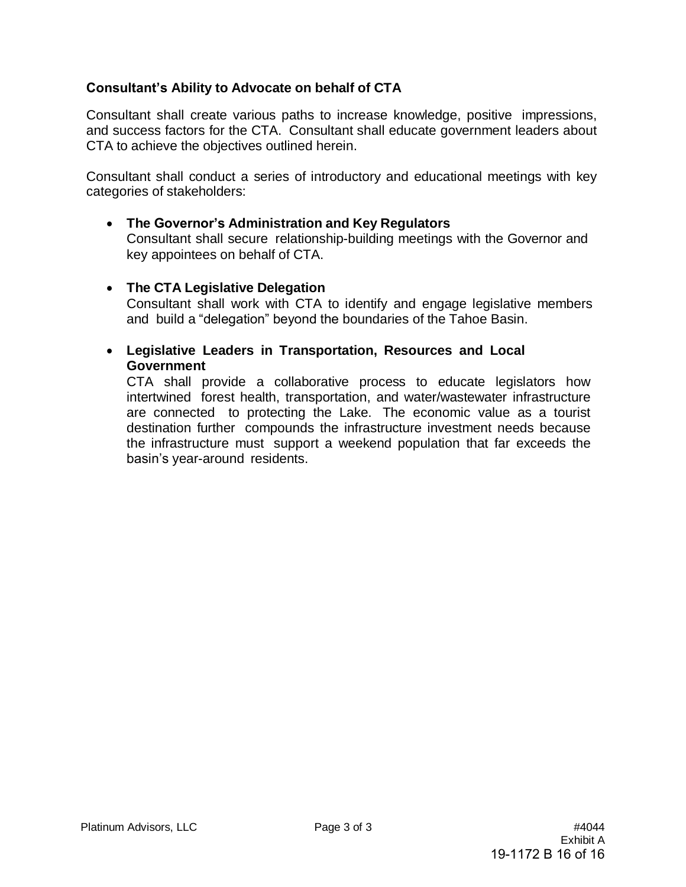**Consultant's Ability to Advocate on behalf of CTA**

Consultant shall create various paths to increase knowledge, positive impressions, and success factors for the CTA. Consultant shall educate government leaders about CTA to achieve the objectives outlined herein.

Consultant shall conduct a series of introductory and educational meetings with key categories of stakeholders:

- **The Governor's Administration and Key Regulators**
  Consultant shall secure relationship-building meetings with the Governor and key appointees on behalf of CTA.

- **The CTA Legislative Delegation**
  Consultant shall work with CTA to identify and engage legislative members and build a "delegation" beyond the boundaries of the Tahoe Basin.

- **Legislative Leaders in Transportation, Resources and Local Government**
  CTA shall provide a collaborative process to educate legislators how intertwined forest health, transportation, and water/wastewater infrastructure are connected to protecting the Lake. The economic value as a tourist destination further compounds the infrastructure investment needs because the infrastructure must support a weekend population that far exceeds the basin's year-around residents.